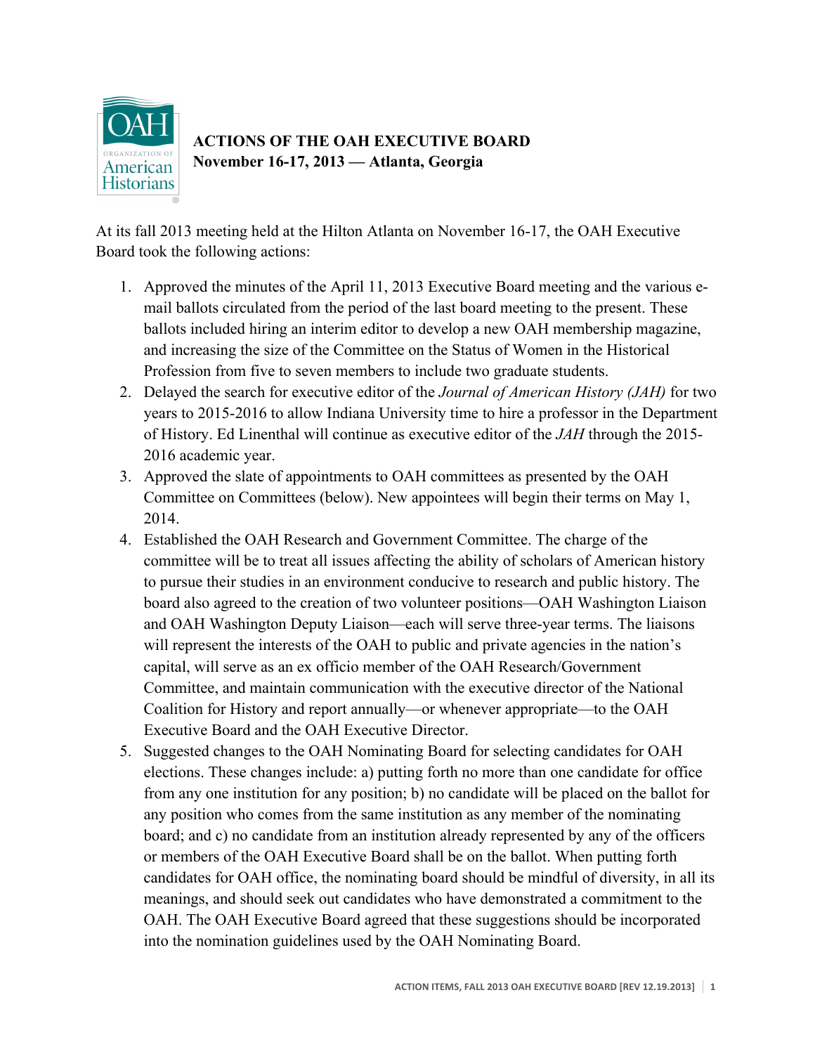# ACTIONS OF THE OAH EXECUTIVE BOARD
## November 16-17, 2013 — Atlanta, Georgia

At its fall 2013 meeting held at the Hilton Atlanta on November 16-17, the OAH Executive Board took the following actions:

1. Approved the minutes of the April 11, 2013 Executive Board meeting and the various e-mail ballots circulated from the period of the last board meeting to the present. These ballots included hiring an interim editor to develop a new OAH membership magazine, and increasing the size of the Committee on the Status of Women in the Historical Profession from five to seven members to include two graduate students.
2. Delayed the search for executive editor of the *Journal of American History (JAH)* for two years to 2015-2016 to allow Indiana University time to hire a professor in the Department of History. Ed Linenthal will continue as executive editor of the *JAH* through the 2015-2016 academic year.
3. Approved the slate of appointments to OAH committees as presented by the OAH Committee on Committees (below). New appointees will begin their terms on May 1, 2014.
4. Established the OAH Research and Government Committee. The charge of the committee will be to treat all issues affecting the ability of scholars of American history to pursue their studies in an environment conducive to research and public history. The board also agreed to the creation of two volunteer positions—OAH Washington Liaison and OAH Washington Deputy Liaison—each will serve three-year terms. The liaisons will represent the interests of the OAH to public and private agencies in the nation's capital, will serve as an ex officio member of the OAH Research/Government Committee, and maintain communication with the executive director of the National Coalition for History and report annually—or whenever appropriate—to the OAH Executive Board and the OAH Executive Director.
5. Suggested changes to the OAH Nominating Board for selecting candidates for OAH elections. These changes include: a) putting forth no more than one candidate for office from any one institution for any position; b) no candidate will be placed on the ballot for any position who comes from the same institution as any member of the nominating board; and c) no candidate from an institution already represented by any of the officers or members of the OAH Executive Board shall be on the ballot. When putting forth candidates for OAH office, the nominating board should be mindful of diversity, in all its meanings, and should seek out candidates who have demonstrated a commitment to the OAH. The OAH Executive Board agreed that these suggestions should be incorporated into the nomination guidelines used by the OAH Nominating Board.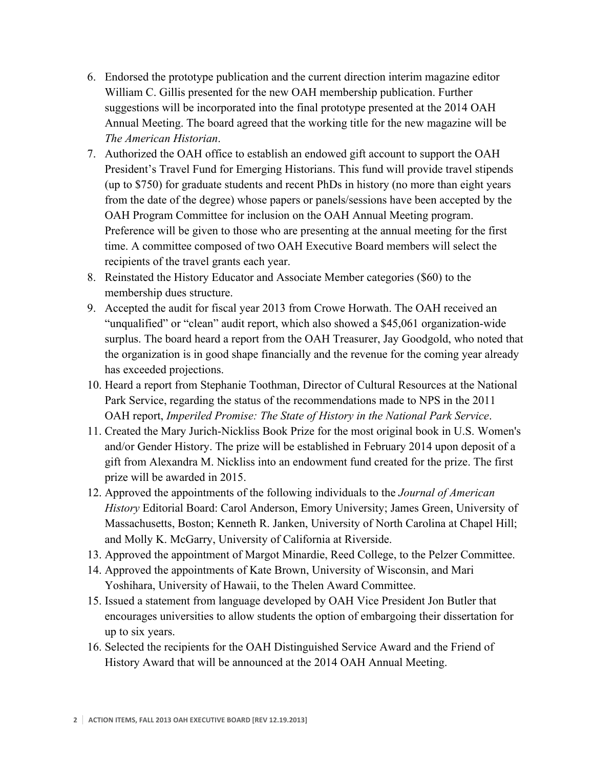6. Endorsed the prototype publication and the current direction interim magazine editor William C. Gillis presented for the new OAH membership publication. Further suggestions will be incorporated into the final prototype presented at the 2014 OAH Annual Meeting. The board agreed that the working title for the new magazine will be *The American Historian*.
7. Authorized the OAH office to establish an endowed gift account to support the OAH President's Travel Fund for Emerging Historians. This fund will provide travel stipends (up to $750) for graduate students and recent PhDs in history (no more than eight years from the date of the degree) whose papers or panels/sessions have been accepted by the OAH Program Committee for inclusion on the OAH Annual Meeting program. Preference will be given to those who are presenting at the annual meeting for the first time. A committee composed of two OAH Executive Board members will select the recipients of the travel grants each year.
8. Reinstated the History Educator and Associate Member categories ($60) to the membership dues structure.
9. Accepted the audit for fiscal year 2013 from Crowe Horwath. The OAH received an "unqualified" or "clean" audit report, which also showed a $45,061 organization-wide surplus. The board heard a report from the OAH Treasurer, Jay Goodgold, who noted that the organization is in good shape financially and the revenue for the coming year already has exceeded projections.
10. Heard a report from Stephanie Toothman, Director of Cultural Resources at the National Park Service, regarding the status of the recommendations made to NPS in the 2011 OAH report, *Imperiled Promise: The State of History in the National Park Service*.
11. Created the Mary Jurich-Nickliss Book Prize for the most original book in U.S. Women's and/or Gender History. The prize will be established in February 2014 upon deposit of a gift from Alexandra M. Nickliss into an endowment fund created for the prize. The first prize will be awarded in 2015.
12. Approved the appointments of the following individuals to the *Journal of American History* Editorial Board: Carol Anderson, Emory University; James Green, University of Massachusetts, Boston; Kenneth R. Janken, University of North Carolina at Chapel Hill; and Molly K. McGarry, University of California at Riverside.
13. Approved the appointment of Margot Minardie, Reed College, to the Pelzer Committee.
14. Approved the appointments of Kate Brown, University of Wisconsin, and Mari Yoshihara, University of Hawaii, to the Thelen Award Committee.
15. Issued a statement from language developed by OAH Vice President Jon Butler that encourages universities to allow students the option of embargoing their dissertation for up to six years.
16. Selected the recipients for the OAH Distinguished Service Award and the Friend of History Award that will be announced at the 2014 OAH Annual Meeting.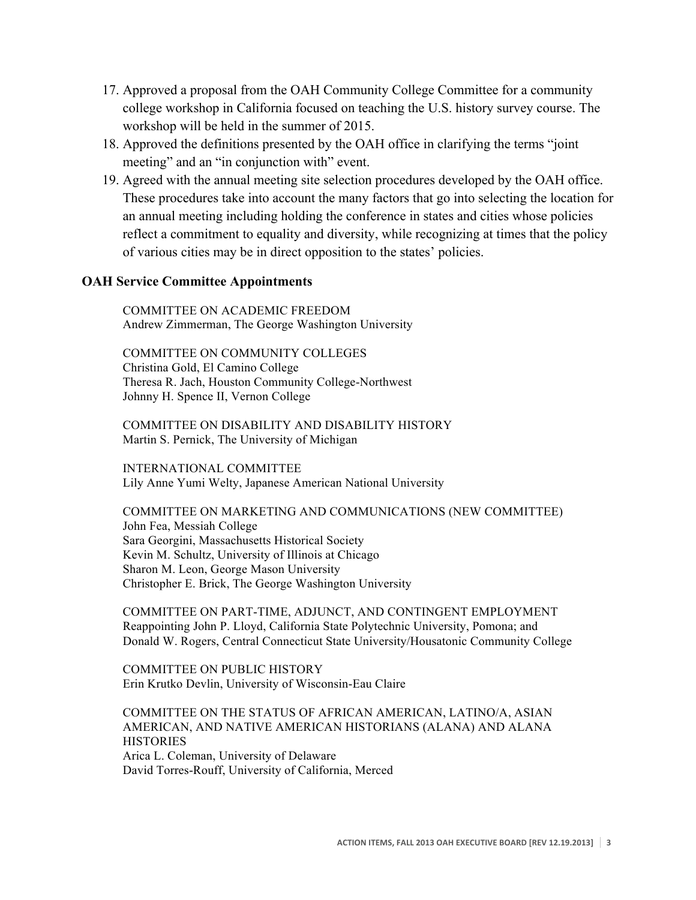17. Approved a proposal from the OAH Community College Committee for a community college workshop in California focused on teaching the U.S. history survey course. The workshop will be held in the summer of 2015.
18. Approved the definitions presented by the OAH office in clarifying the terms "joint meeting" and an "in conjunction with" event.
19. Agreed with the annual meeting site selection procedures developed by the OAH office. These procedures take into account the many factors that go into selecting the location for an annual meeting including holding the conference in states and cities whose policies reflect a commitment to equality and diversity, while recognizing at times that the policy of various cities may be in direct opposition to the states' policies.

### OAH Service Committee Appointments

COMMITTEE ON ACADEMIC FREEDOM
Andrew Zimmerman, The George Washington University

COMMITTEE ON COMMUNITY COLLEGES
Christina Gold, El Camino College
Theresa R. Jach, Houston Community College-Northwest
Johnny H. Spence II, Vernon College

COMMITTEE ON DISABILITY AND DISABILITY HISTORY
Martin S. Pernick, The University of Michigan

INTERNATIONAL COMMITTEE
Lily Anne Yumi Welty, Japanese American National University

COMMITTEE ON MARKETING AND COMMUNICATIONS (NEW COMMITTEE)
John Fea, Messiah College
Sara Georgini, Massachusetts Historical Society
Kevin M. Schultz, University of Illinois at Chicago
Sharon M. Leon, George Mason University
Christopher E. Brick, The George Washington University

COMMITTEE ON PART-TIME, ADJUNCT, AND CONTINGENT EMPLOYMENT
Reappointing John P. Lloyd, California State Polytechnic University, Pomona; and Donald W. Rogers, Central Connecticut State University/Housatonic Community College

COMMITTEE ON PUBLIC HISTORY
Erin Krutko Devlin, University of Wisconsin-Eau Claire

COMMITTEE ON THE STATUS OF AFRICAN AMERICAN, LATINO/A, ASIAN AMERICAN, AND NATIVE AMERICAN HISTORIANS (ALANA) AND ALANA HISTORIES
Arica L. Coleman, University of Delaware
David Torres-Rouff, University of California, Merced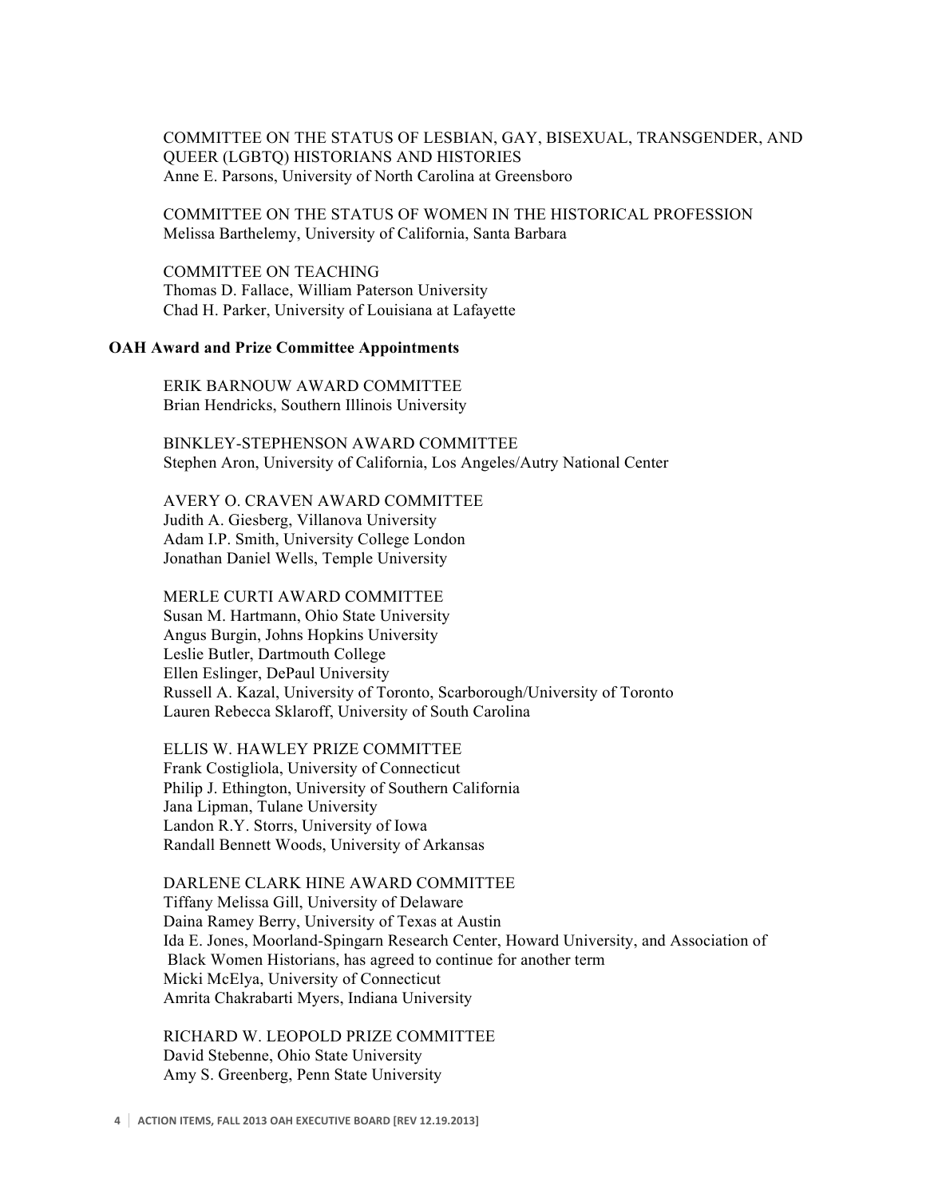COMMITTEE ON THE STATUS OF LESBIAN, GAY, BISEXUAL, TRANSGENDER, AND QUEER (LGBTQ) HISTORIANS AND HISTORIES
Anne E. Parsons, University of North Carolina at Greensboro

COMMITTEE ON THE STATUS OF WOMEN IN THE HISTORICAL PROFESSION
Melissa Barthelemy, University of California, Santa Barbara

COMMITTEE ON TEACHING
Thomas D. Fallace, William Paterson University
Chad H. Parker, University of Louisiana at Lafayette

**OAH Award and Prize Committee Appointments**

ERIK BARNOUW AWARD COMMITTEE
Brian Hendricks, Southern Illinois University

BINKLEY-STEPHENSON AWARD COMMITTEE
Stephen Aron, University of California, Los Angeles/Autry National Center

AVERY O. CRAVEN AWARD COMMITTEE
Judith A. Giesberg, Villanova University
Adam I.P. Smith, University College London
Jonathan Daniel Wells, Temple University

MERLE CURTI AWARD COMMITTEE
Susan M. Hartmann, Ohio State University
Angus Burgin, Johns Hopkins University
Leslie Butler, Dartmouth College
Ellen Eslinger, DePaul University
Russell A. Kazal, University of Toronto, Scarborough/University of Toronto
Lauren Rebecca Sklaroff, University of South Carolina

ELLIS W. HAWLEY PRIZE COMMITTEE
Frank Costigliola, University of Connecticut
Philip J. Ethington, University of Southern California
Jana Lipman, Tulane University
Landon R.Y. Storrs, University of Iowa
Randall Bennett Woods, University of Arkansas

DARLENE CLARK HINE AWARD COMMITTEE
Tiffany Melissa Gill, University of Delaware
Daina Ramey Berry, University of Texas at Austin
Ida E. Jones, Moorland-Spingarn Research Center, Howard University, and Association of Black Women Historians, has agreed to continue for another term
Micki McElya, University of Connecticut
Amrita Chakrabarti Myers, Indiana University

RICHARD W. LEOPOLD PRIZE COMMITTEE
David Stebenne, Ohio State University
Amy S. Greenberg, Penn State University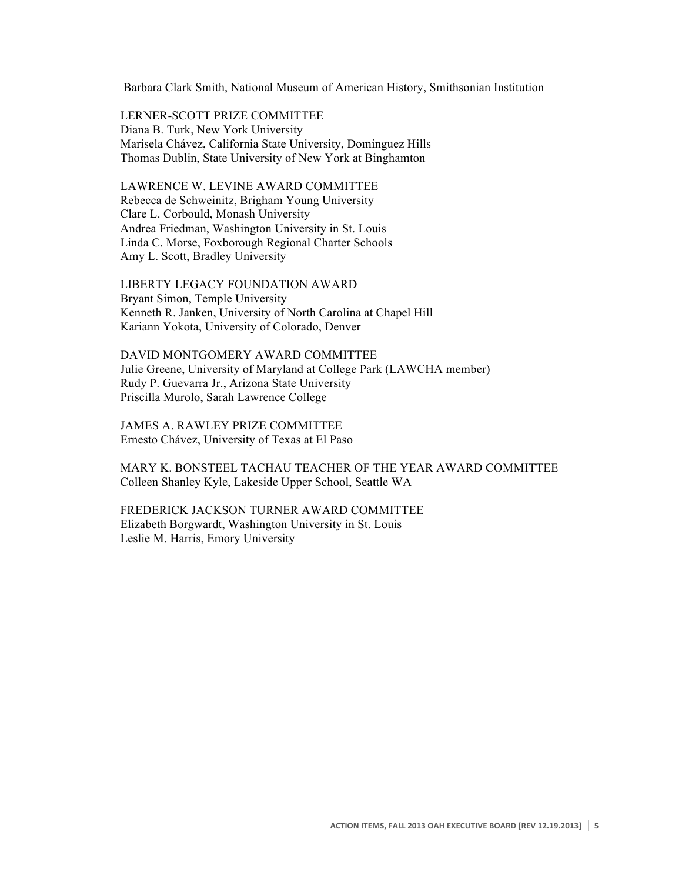Barbara Clark Smith, National Museum of American History, Smithsonian Institution

LERNER-SCOTT PRIZE COMMITTEE
Diana B. Turk, New York University
Marisela Chávez, California State University, Dominguez Hills
Thomas Dublin, State University of New York at Binghamton

LAWRENCE W. LEVINE AWARD COMMITTEE
Rebecca de Schweinitz, Brigham Young University
Clare L. Corbould, Monash University
Andrea Friedman, Washington University in St. Louis
Linda C. Morse, Foxborough Regional Charter Schools
Amy L. Scott, Bradley University

LIBERTY LEGACY FOUNDATION AWARD
Bryant Simon, Temple University
Kenneth R. Janken, University of North Carolina at Chapel Hill
Kariann Yokota, University of Colorado, Denver

DAVID MONTGOMERY AWARD COMMITTEE
Julie Greene, University of Maryland at College Park (LAWCHA member)
Rudy P. Guevarra Jr., Arizona State University
Priscilla Murolo, Sarah Lawrence College

JAMES A. RAWLEY PRIZE COMMITTEE
Ernesto Chávez, University of Texas at El Paso

MARY K. BONSTEEL TACHAU TEACHER OF THE YEAR AWARD COMMITTEE
Colleen Shanley Kyle, Lakeside Upper School, Seattle WA

FREDERICK JACKSON TURNER AWARD COMMITTEE
Elizabeth Borgwardt, Washington University in St. Louis
Leslie M. Harris, Emory University